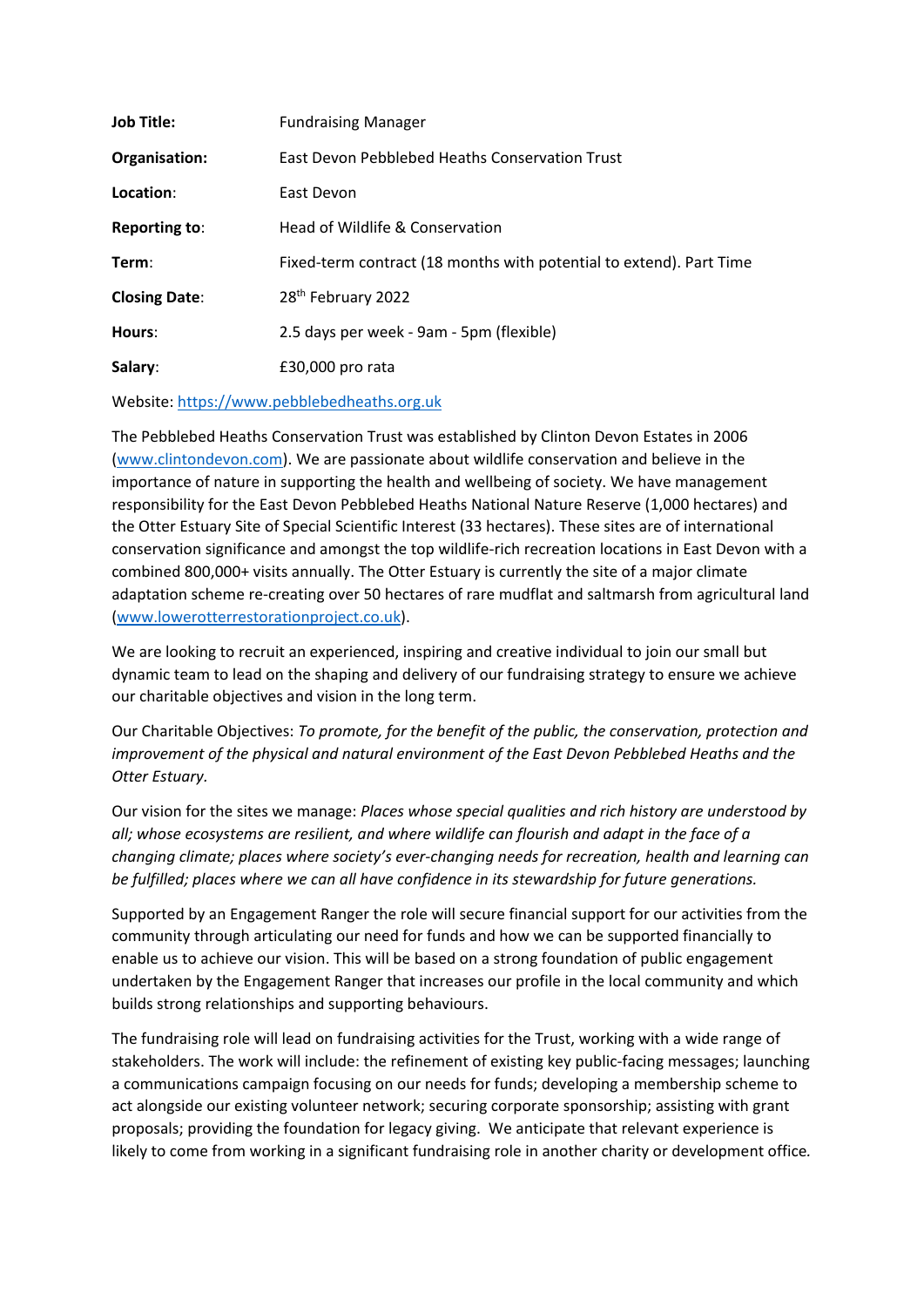| | |
|---|---|
| **Job Title:** | Fundraising Manager |
| **Organisation:** | East Devon Pebblebed Heaths Conservation Trust |
| **Location**: | East Devon |
| **Reporting to**: | Head of Wildlife & Conservation |
| **Term**: | Fixed-term contract (18 months with potential to extend). Part Time |
| **Closing Date**: | 28th February 2022 |
| **Hours**: | 2.5 days per week - 9am - 5pm (flexible) |
| **Salary**: | £30,000 pro rata |

Website: [https://www.pebblebedheaths.org.uk](https://www.pebblebedheaths.org.uk)

The Pebblebed Heaths Conservation Trust was established by Clinton Devon Estates in 2006 ([www.clintondevon.com](www.clintondevon.com)). We are passionate about wildlife conservation and believe in the importance of nature in supporting the health and wellbeing of society. We have management responsibility for the East Devon Pebblebed Heaths National Nature Reserve (1,000 hectares) and the Otter Estuary Site of Special Scientific Interest (33 hectares). These sites are of international conservation significance and amongst the top wildlife-rich recreation locations in East Devon with a combined 800,000+ visits annually. The Otter Estuary is currently the site of a major climate adaptation scheme re-creating over 50 hectares of rare mudflat and saltmarsh from agricultural land ([www.lowerotterrestorationproject.co.uk](www.lowerotterrestorationproject.co.uk)).

We are looking to recruit an experienced, inspiring and creative individual to join our small but dynamic team to lead on the shaping and delivery of our fundraising strategy to ensure we achieve our charitable objectives and vision in the long term.

Our Charitable Objectives: *To promote, for the benefit of the public, the conservation, protection and improvement of the physical and natural environment of the East Devon Pebblebed Heaths and the Otter Estuary.*

Our vision for the sites we manage: *Places whose special qualities and rich history are understood by all; whose ecosystems are resilient, and where wildlife can flourish and adapt in the face of a changing climate; places where society's ever-changing needs for recreation, health and learning can be fulfilled; places where we can all have confidence in its stewardship for future generations.*

Supported by an Engagement Ranger the role will secure financial support for our activities from the community through articulating our need for funds and how we can be supported financially to enable us to achieve our vision. This will be based on a strong foundation of public engagement undertaken by the Engagement Ranger that increases our profile in the local community and which builds strong relationships and supporting behaviours.

The fundraising role will lead on fundraising activities for the Trust, working with a wide range of stakeholders. The work will include: the refinement of existing key public-facing messages; launching a communications campaign focusing on our needs for funds; developing a membership scheme to act alongside our existing volunteer network; securing corporate sponsorship; assisting with grant proposals; providing the foundation for legacy giving. We anticipate that relevant experience is likely to come from working in a significant fundraising role in another charity or development office.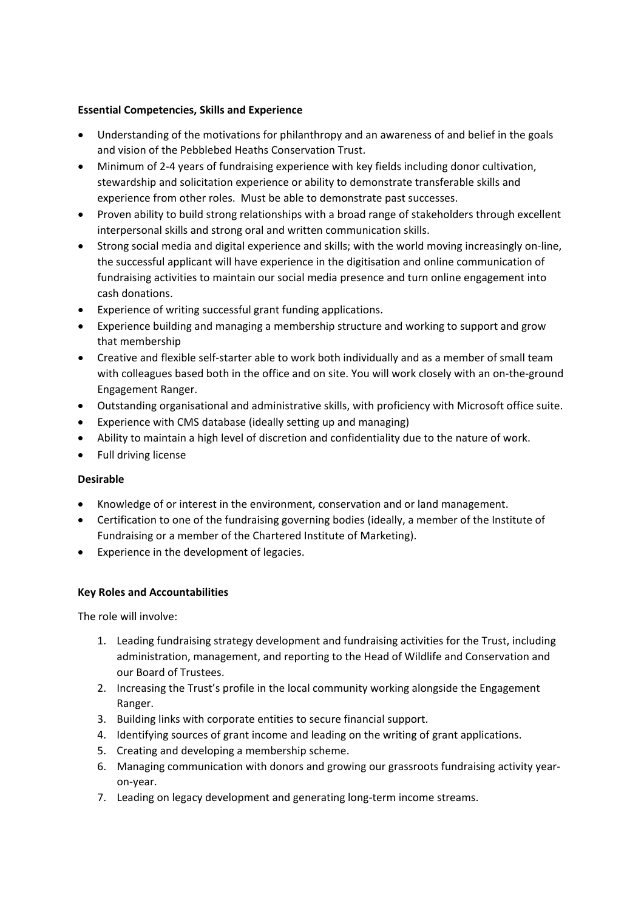**Essential Competencies, Skills and Experience**

- Understanding of the motivations for philanthropy and an awareness of and belief in the goals and vision of the Pebblebed Heaths Conservation Trust.
- Minimum of 2-4 years of fundraising experience with key fields including donor cultivation, stewardship and solicitation experience or ability to demonstrate transferable skills and experience from other roles. Must be able to demonstrate past successes.
- Proven ability to build strong relationships with a broad range of stakeholders through excellent interpersonal skills and strong oral and written communication skills.
- Strong social media and digital experience and skills; with the world moving increasingly on-line, the successful applicant will have experience in the digitisation and online communication of fundraising activities to maintain our social media presence and turn online engagement into cash donations.
- Experience of writing successful grant funding applications.
- Experience building and managing a membership structure and working to support and grow that membership
- Creative and flexible self-starter able to work both individually and as a member of small team with colleagues based both in the office and on site. You will work closely with an on-the-ground Engagement Ranger.
- Outstanding organisational and administrative skills, with proficiency with Microsoft office suite.
- Experience with CMS database (ideally setting up and managing)
- Ability to maintain a high level of discretion and confidentiality due to the nature of work.
- Full driving license

**Desirable**

- Knowledge of or interest in the environment, conservation and or land management.
- Certification to one of the fundraising governing bodies (ideally, a member of the Institute of Fundraising or a member of the Chartered Institute of Marketing).
- Experience in the development of legacies.

**Key Roles and Accountabilities**

The role will involve:

1. Leading fundraising strategy development and fundraising activities for the Trust, including administration, management, and reporting to the Head of Wildlife and Conservation and our Board of Trustees.
2. Increasing the Trust's profile in the local community working alongside the Engagement Ranger.
3. Building links with corporate entities to secure financial support.
4. Identifying sources of grant income and leading on the writing of grant applications.
5. Creating and developing a membership scheme.
6. Managing communication with donors and growing our grassroots fundraising activity year-on-year.
7. Leading on legacy development and generating long-term income streams.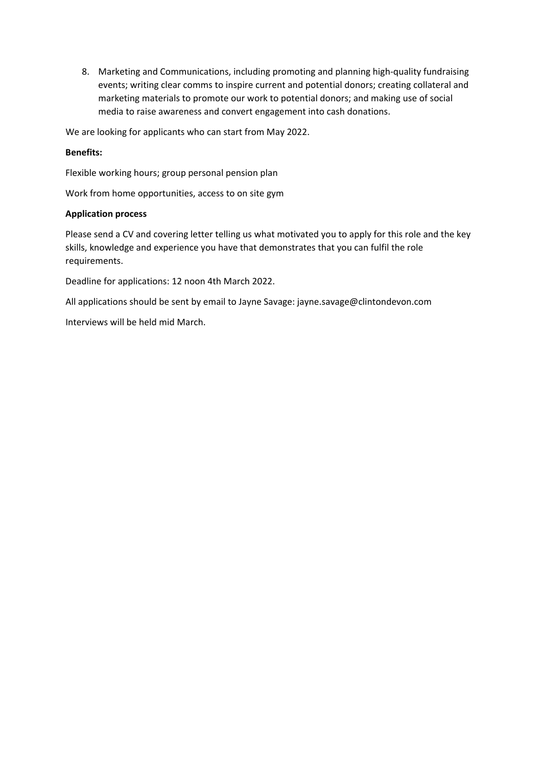8. Marketing and Communications, including promoting and planning high-quality fundraising events; writing clear comms to inspire current and potential donors; creating collateral and marketing materials to promote our work to potential donors; and making use of social media to raise awareness and convert engagement into cash donations.

We are looking for applicants who can start from May 2022.

**Benefits:**

Flexible working hours; group personal pension plan

Work from home opportunities, access to on site gym

**Application process**

Please send a CV and covering letter telling us what motivated you to apply for this role and the key skills, knowledge and experience you have that demonstrates that you can fulfil the role requirements.

Deadline for applications: 12 noon 4th March 2022.

All applications should be sent by email to Jayne Savage: jayne.savage@clintondevon.com

Interviews will be held mid March.